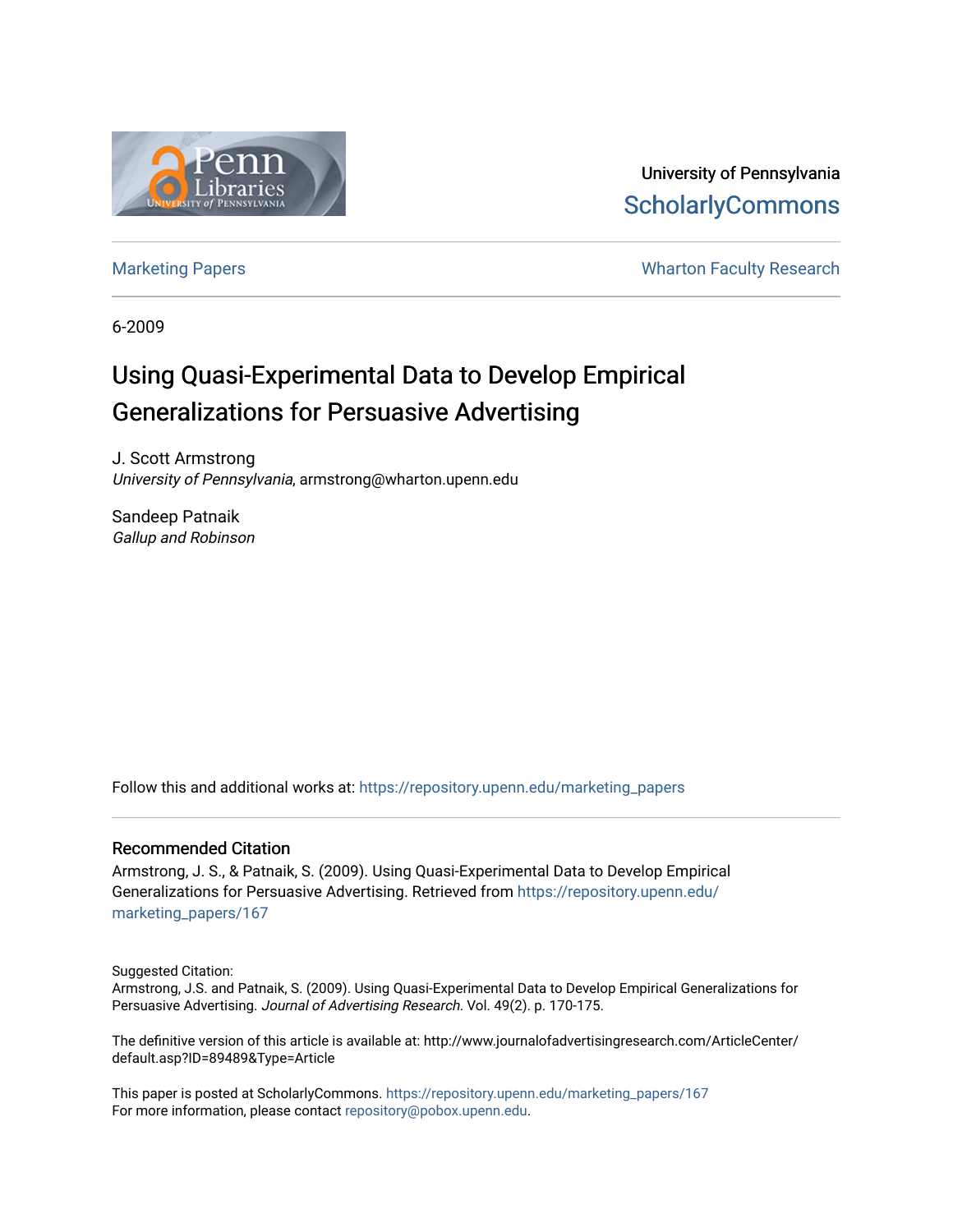University of Pennsylvania
ScholarlyCommons

Marketing Papers | Wharton Faculty Research

6-2009

# Using Quasi-Experimental Data to Develop Empirical Generalizations for Persuasive Advertising

J. Scott Armstrong
*University of Pennsylvania*, armstrong@wharton.upenn.edu

Sandeep Patnaik
*Gallup and Robinson*

Follow this and additional works at: https://repository.upenn.edu/marketing_papers

### Recommended Citation

Armstrong, J. S., & Patnaik, S. (2009). Using Quasi-Experimental Data to Develop Empirical Generalizations for Persuasive Advertising. Retrieved from https://repository.upenn.edu/marketing_papers/167

Suggested Citation:
Armstrong, J.S. and Patnaik, S. (2009). Using Quasi-Experimental Data to Develop Empirical Generalizations for Persuasive Advertising. *Journal of Advertising Research.* Vol. 49(2). p. 170-175.

The definitive version of this article is available at: http://www.journalofadvertisingresearch.com/ArticleCenter/default.asp?ID=89489&Type=Article

This paper is posted at ScholarlyCommons. https://repository.upenn.edu/marketing_papers/167
For more information, please contact repository@pobox.upenn.edu.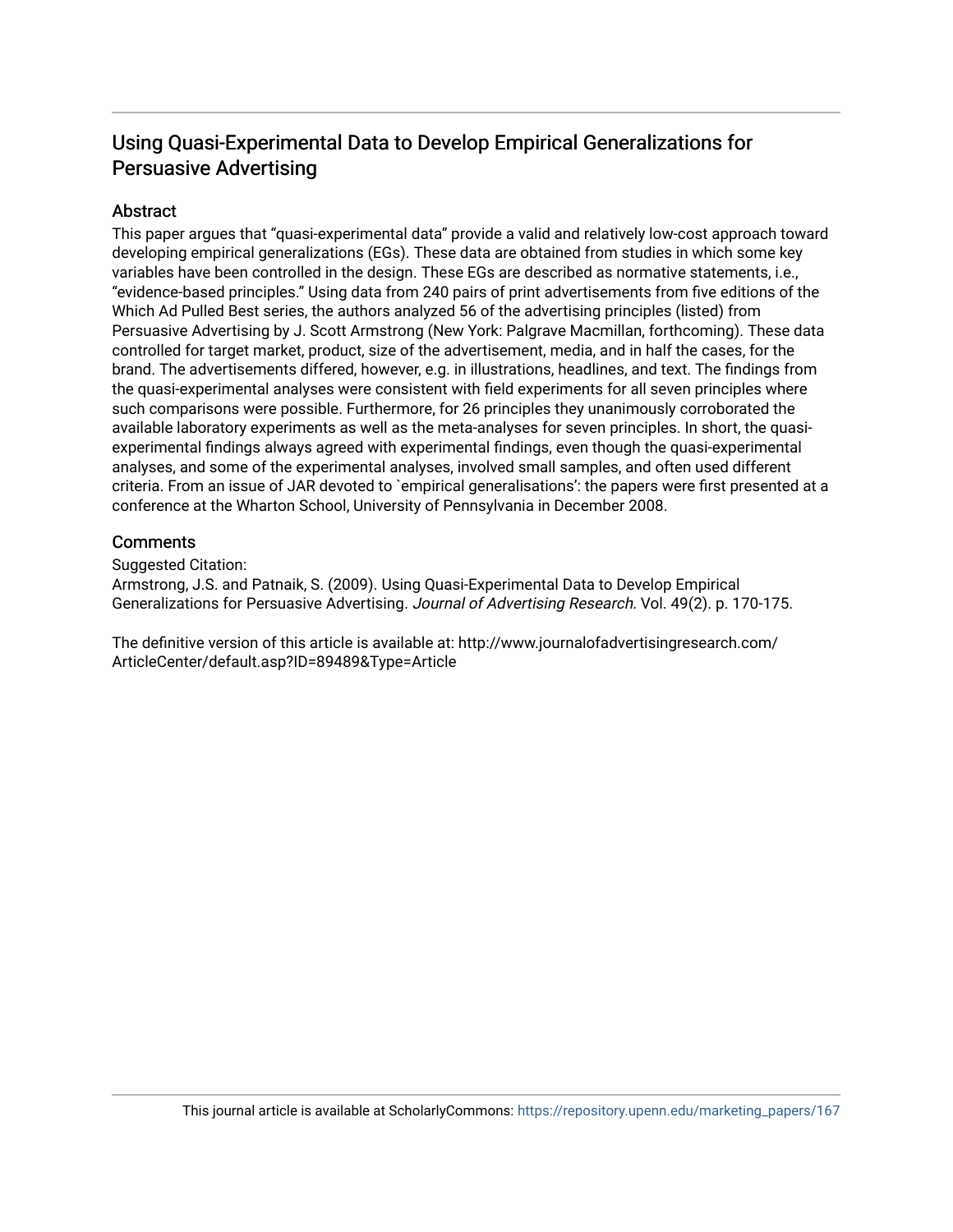# Using Quasi-Experimental Data to Develop Empirical Generalizations for Persuasive Advertising

## Abstract

This paper argues that “quasi-experimental data” provide a valid and relatively low-cost approach toward developing empirical generalizations (EGs). These data are obtained from studies in which some key variables have been controlled in the design. These EGs are described as normative statements, i.e., “evidence-based principles.” Using data from 240 pairs of print advertisements from five editions of the Which Ad Pulled Best series, the authors analyzed 56 of the advertising principles (listed) from Persuasive Advertising by J. Scott Armstrong (New York: Palgrave Macmillan, forthcoming). These data controlled for target market, product, size of the advertisement, media, and in half the cases, for the brand. The advertisements differed, however, e.g. in illustrations, headlines, and text. The findings from the quasi-experimental analyses were consistent with field experiments for all seven principles where such comparisons were possible. Furthermore, for 26 principles they unanimously corroborated the available laboratory experiments as well as the meta-analyses for seven principles. In short, the quasi-experimental findings always agreed with experimental findings, even though the quasi-experimental analyses, and some of the experimental analyses, involved small samples, and often used different criteria. From an issue of JAR devoted to `empirical generalisations’: the papers were first presented at a conference at the Wharton School, University of Pennsylvania in December 2008.

## Comments

Suggested Citation:
Armstrong, J.S. and Patnaik, S. (2009). Using Quasi-Experimental Data to Develop Empirical Generalizations for Persuasive Advertising. *Journal of Advertising Research.* Vol. 49(2). p. 170-175.

The definitive version of this article is available at: http://www.journalofadvertisingresearch.com/ArticleCenter/default.asp?ID=89489&Type=Article

This journal article is available at ScholarlyCommons: https://repository.upenn.edu/marketing_papers/167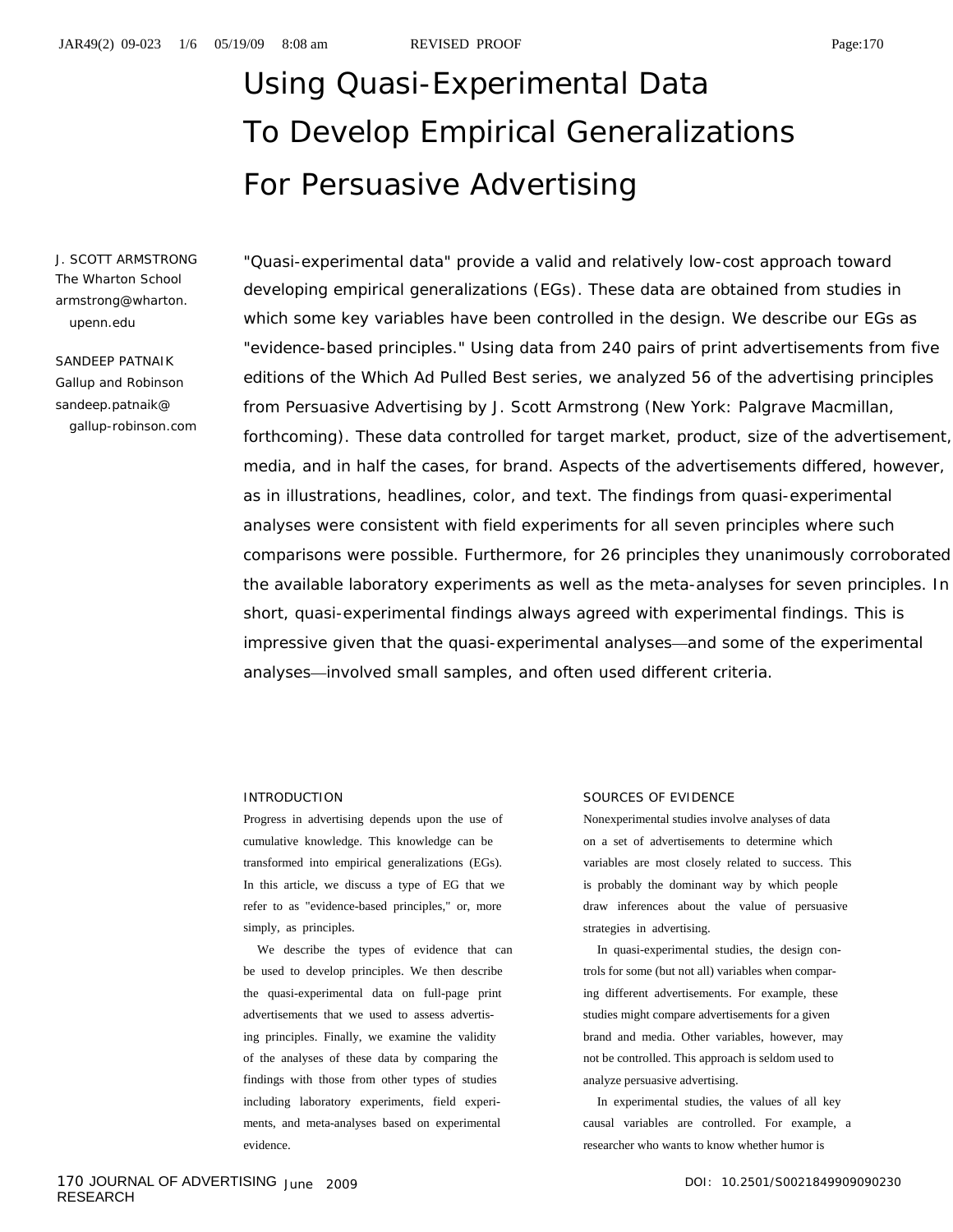# Using Quasi-Experimental Data To Develop Empirical Generalizations For Persuasive Advertising

J. SCOTT ARMSTRONG
The Wharton School
armstrong@wharton.upenn.edu

SANDEEP PATNAIK
Gallup and Robinson
sandeep.patnaik@gallup-robinson.com

"Quasi-experimental data" provide a valid and relatively low-cost approach toward developing empirical generalizations (EGs). These data are obtained from studies in which some key variables have been controlled in the design. We describe our EGs as "evidence-based principles." Using data from 240 pairs of print advertisements from five editions of the Which Ad Pulled Best series, we analyzed 56 of the advertising principles from Persuasive Advertising by J. Scott Armstrong (New York: Palgrave Macmillan, forthcoming). These data controlled for target market, product, size of the advertisement, media, and in half the cases, for brand. Aspects of the advertisements differed, however, as in illustrations, headlines, color, and text. The findings from quasi-experimental analyses were consistent with field experiments for all seven principles where such comparisons were possible. Furthermore, for 26 principles they unanimously corroborated the available laboratory experiments as well as the meta-analyses for seven principles. In short, quasi-experimental findings always agreed with experimental findings. This is impressive given that the quasi-experimental analyses—and some of the experimental analyses—involved small samples, and often used different criteria.

## INTRODUCTION

Progress in advertising depends upon the use of cumulative knowledge. This knowledge can be transformed into empirical generalizations (EGs). In this article, we discuss a type of EG that we refer to as "evidence-based principles," or, more simply, as principles.

We describe the types of evidence that can be used to develop principles. We then describe the quasi-experimental data on full-page print advertisements that we used to assess advertising principles. Finally, we examine the validity of the analyses of these data by comparing the findings with those from other types of studies including laboratory experiments, field experiments, and meta-analyses based on experimental evidence.

## SOURCES OF EVIDENCE

Nonexperimental studies involve analyses of data on a set of advertisements to determine which variables are most closely related to success. This is probably the dominant way by which people draw inferences about the value of persuasive strategies in advertising.

In quasi-experimental studies, the design controls for some (but not all) variables when comparing different advertisements. For example, these studies might compare advertisements for a given brand and media. Other variables, however, may not be controlled. This approach is seldom used to analyze persuasive advertising.

In experimental studies, the values of all key causal variables are controlled. For example, a researcher who wants to know whether humor is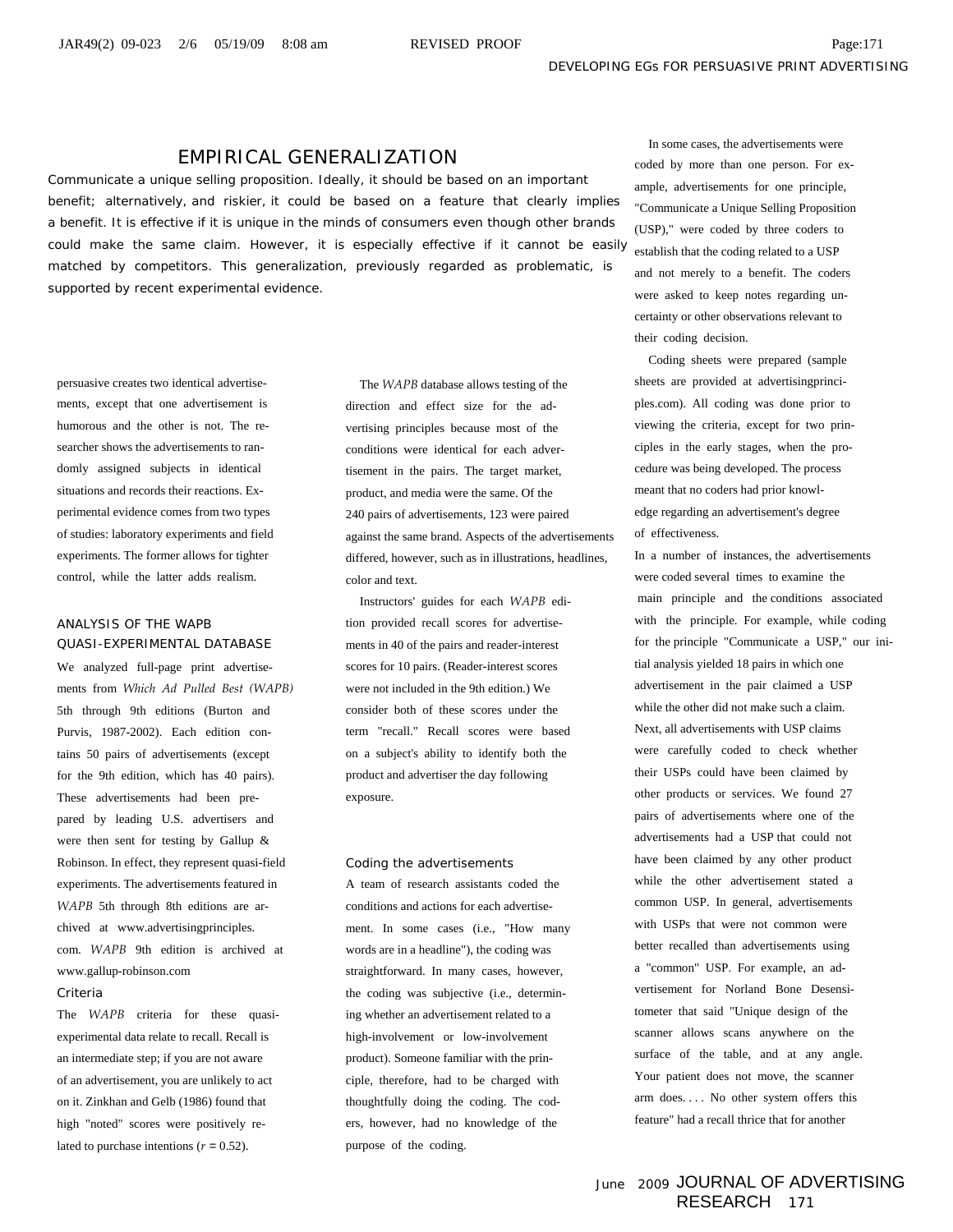## EMPIRICAL GENERALIZATION

Communicate a unique selling proposition. Ideally, it should be based on an important benefit; alternatively, and riskier, it could be based on a feature that clearly implies a benefit. It is effective if it is unique in the minds of consumers even though other brands could make the same claim. However, it is especially effective if it cannot be easily matched by competitors. This generalization, previously regarded as problematic, is supported by recent experimental evidence.

persuasive creates two identical advertisements, except that one advertisement is humorous and the other is not. The researcher shows the advertisements to randomly assigned subjects in identical situations and records their reactions. Experimental evidence comes from two types of studies: laboratory experiments and field experiments. The former allows for tighter control, while the latter adds realism.

### ANALYSIS OF THE WAPB QUASI-EXPERIMENTAL DATABASE

We analyzed full-page print advertisements from *Which Ad Pulled Best (WAPB)* 5th through 9th editions (Burton and Purvis, 1987-2002). Each edition contains 50 pairs of advertisements (except for the 9th edition, which has 40 pairs). These advertisements had been prepared by leading U.S. advertisers and were then sent for testing by Gallup & Robinson. In effect, they represent quasi-field experiments. The advertisements featured in *WAPB* 5th through 8th editions are archived at www.advertisingprinciples.com. *WAPB* 9th edition is archived at www.gallup-robinson.com

#### Criteria

The *WAPB* criteria for these quasi-experimental data relate to recall. Recall is an intermediate step; if you are not aware of an advertisement, you are unlikely to act on it. Zinkhan and Gelb (1986) found that high "noted" scores were positively related to purchase intentions ($r = 0.52$).

The *WAPB* database allows testing of the direction and effect size for the advertising principles because most of the conditions were identical for each advertisement in the pairs. The target market, product, and media were the same. Of the 240 pairs of advertisements, 123 were paired against the same brand. Aspects of the advertisements differed, however, such as in illustrations, headlines, color and text.

Instructors' guides for each *WAPB* edition provided recall scores for advertisements in 40 of the pairs and reader-interest scores for 10 pairs. (Reader-interest scores were not included in the 9th edition.) We consider both of these scores under the term "recall." Recall scores were based on a subject's ability to identify both the product and advertiser the day following exposure.

#### Coding the advertisements

A team of research assistants coded the conditions and actions for each advertisement. In some cases (i.e., "How many words are in a headline"), the coding was straightforward. In many cases, however, the coding was subjective (i.e., determining whether an advertisement related to a high-involvement or low-involvement product). Someone familiar with the principle, therefore, had to be charged with thoughtfully doing the coding. The coders, however, had no knowledge of the purpose of the coding.

In some cases, the advertisements were coded by more than one person. For example, advertisements for one principle, "Communicate a Unique Selling Proposition (USP)," were coded by three coders to establish that the coding related to a USP and not merely to a benefit. The coders were asked to keep notes regarding uncertainty or other observations relevant to their coding decision.

Coding sheets were prepared (sample sheets are provided at advertisingprinciples.com). All coding was done prior to viewing the criteria, except for two principles in the early stages, when the procedure was being developed. The process meant that no coders had prior knowledge regarding an advertisement's degree of effectiveness.

In a number of instances, the advertisements were coded several times to examine the main principle and the conditions associated with the principle. For example, while coding for the principle "Communicate a USP," our initial analysis yielded 18 pairs in which one advertisement in the pair claimed a USP while the other did not make such a claim. Next, all advertisements with USP claims were carefully coded to check whether their USPs could have been claimed by other products or services. We found 27 pairs of advertisements where one of the advertisements had a USP that could not have been claimed by any other product while the other advertisement stated a common USP. In general, advertisements with USPs that were not common were better recalled than advertisements using a "common" USP. For example, an advertisement for Norland Bone Densitometer that said "Unique design of the scanner allows scans anywhere on the surface of the table, and at any angle. Your patient does not move, the scanner arm does. . . . No other system offers this feature" had a recall thrice that for another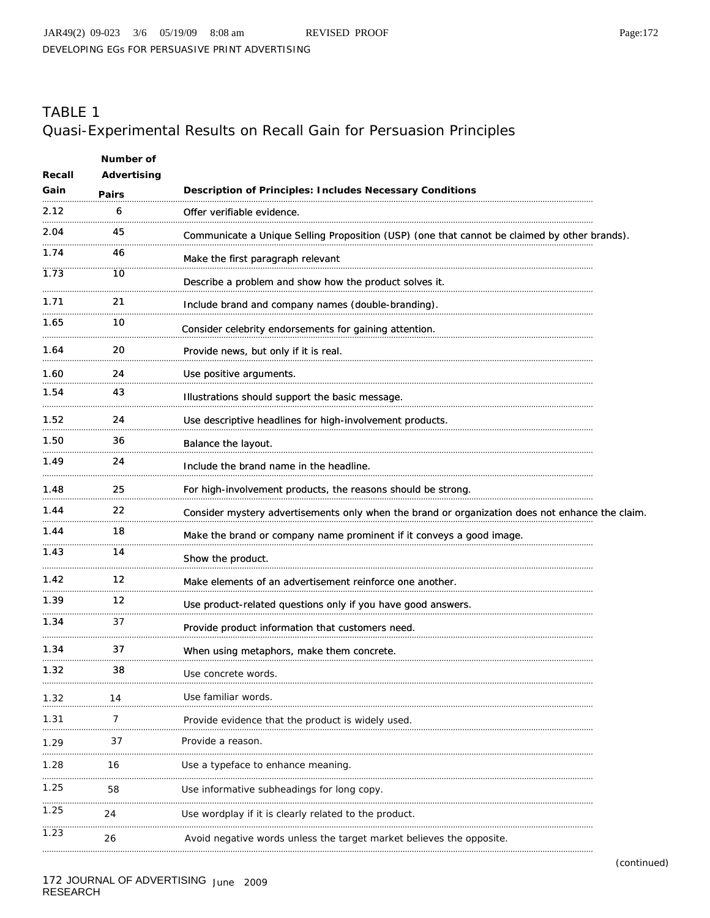## TABLE 1
Quasi-Experimental Results on Recall Gain for Persuasion Principles

| Recall Gain | Number of Advertising Pairs | Description of Principles: Includes Necessary Conditions |
|---|---|---|
| 2.12 | 6 | Offer verifiable evidence. |
| 2.04 | 45 | Communicate a Unique Selling Proposition (USP) (one that cannot be claimed by other brands). |
| 1.74 | 46 | Make the first paragraph relevant |
| 1.73 | 10 | Describe a problem and show how the product solves it. |
| 1.71 | 21 | Include brand and company names (double-branding). |
| 1.65 | 10 | Consider celebrity endorsements for gaining attention. |
| 1.64 | 20 | Provide news, but only if it is real. |
| 1.60 | 24 | Use positive arguments. |
| 1.54 | 43 | Illustrations should support the basic message. |
| 1.52 | 24 | Use descriptive headlines for high-involvement products. |
| 1.50 | 36 | Balance the layout. |
| 1.49 | 24 | Include the brand name in the headline. |
| 1.48 | 25 | For high-involvement products, the reasons should be strong. |
| 1.44 | 22 | Consider mystery advertisements only when the brand or organization does not enhance the claim. |
| 1.44 | 18 | Make the brand or company name prominent if it conveys a good image. |
| 1.43 | 14 | Show the product. |
| 1.42 | 12 | Make elements of an advertisement reinforce one another. |
| 1.39 | 12 | Use product-related questions only if you have good answers. |
| 1.34 | 37 | Provide product information that customers need. |
| 1.34 | 37 | When using metaphors, make them concrete. |
| 1.32 | 38 | Use concrete words. |
| 1.32 | 14 | Use familiar words. |
| 1.31 | 7 | Provide evidence that the product is widely used. |
| 1.29 | 37 | Provide a reason. |
| 1.28 | 16 | Use a typeface to enhance meaning. |
| 1.25 | 58 | Use informative subheadings for long copy. |
| 1.25 | 24 | Use wordplay if it is clearly related to the product. |
| 1.23 | 26 | Avoid negative words unless the target market believes the opposite. |

(continued)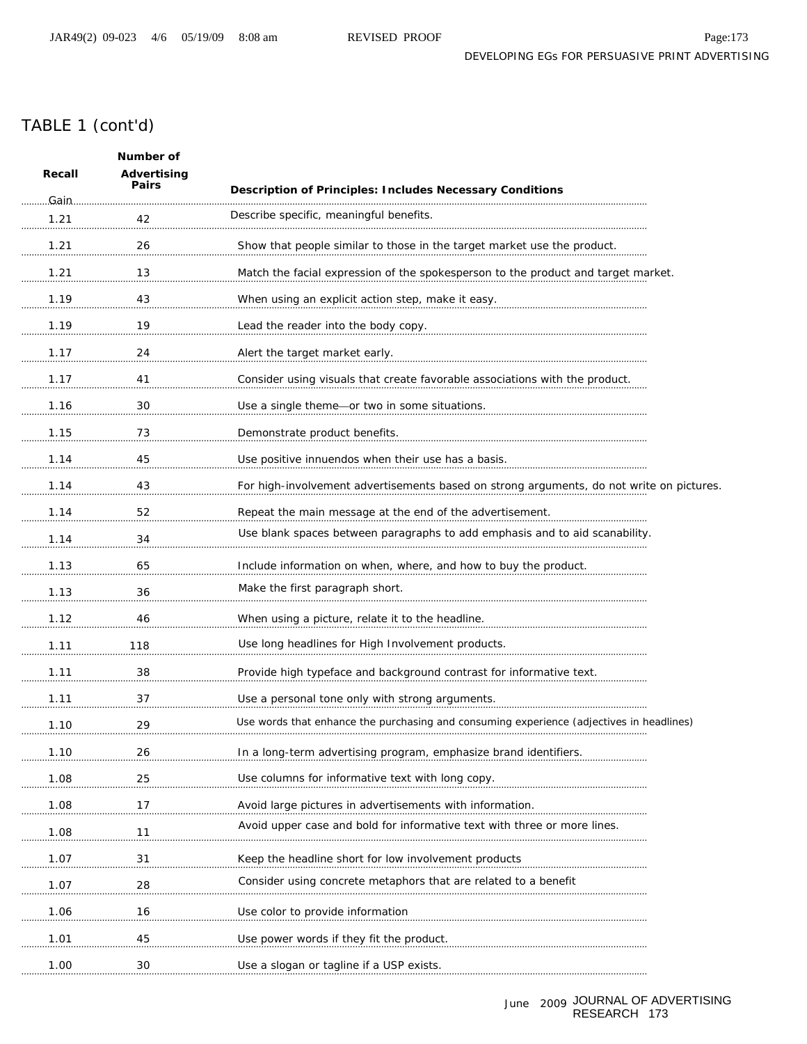TABLE 1 (cont'd)

| Recall Gain | Number of Advertising Pairs | Description of Principles: Includes Necessary Conditions |
|---|---|---|
| 1.21 | 42 | Describe specific, meaningful benefits. |
| 1.21 | 26 | Show that people similar to those in the target market use the product. |
| 1.21 | 13 | Match the facial expression of the spokesperson to the product and target market. |
| 1.19 | 43 | When using an explicit action step, make it easy. |
| 1.19 | 19 | Lead the reader into the body copy. |
| 1.17 | 24 | Alert the target market early. |
| 1.17 | 41 | Consider using visuals that create favorable associations with the product. |
| 1.16 | 30 | Use a single theme—or two in some situations. |
| 1.15 | 73 | Demonstrate product benefits. |
| 1.14 | 45 | Use positive innuendos when their use has a basis. |
| 1.14 | 43 | For high-involvement advertisements based on strong arguments, do not write on pictures. |
| 1.14 | 52 | Repeat the main message at the end of the advertisement. |
| 1.14 | 34 | Use blank spaces between paragraphs to add emphasis and to aid scanability. |
| 1.13 | 65 | Include information on when, where, and how to buy the product. |
| 1.13 | 36 | Make the first paragraph short. |
| 1.12 | 46 | When using a picture, relate it to the headline. |
| 1.11 | 118 | Use long headlines for High Involvement products. |
| 1.11 | 38 | Provide high typeface and background contrast for informative text. |
| 1.11 | 37 | Use a personal tone only with strong arguments. |
| 1.10 | 29 | Use words that enhance the purchasing and consuming experience (adjectives in headlines) |
| 1.10 | 26 | In a long-term advertising program, emphasize brand identifiers. |
| 1.08 | 25 | Use columns for informative text with long copy. |
| 1.08 | 17 | Avoid large pictures in advertisements with information. |
| 1.08 | 11 | Avoid upper case and bold for informative text with three or more lines. |
| 1.07 | 31 | Keep the headline short for low involvement products |
| 1.07 | 28 | Consider using concrete metaphors that are related to a benefit |
| 1.06 | 16 | Use color to provide information |
| 1.01 | 45 | Use power words if they fit the product. |
| 1.00 | 30 | Use a slogan or tagline if a USP exists. |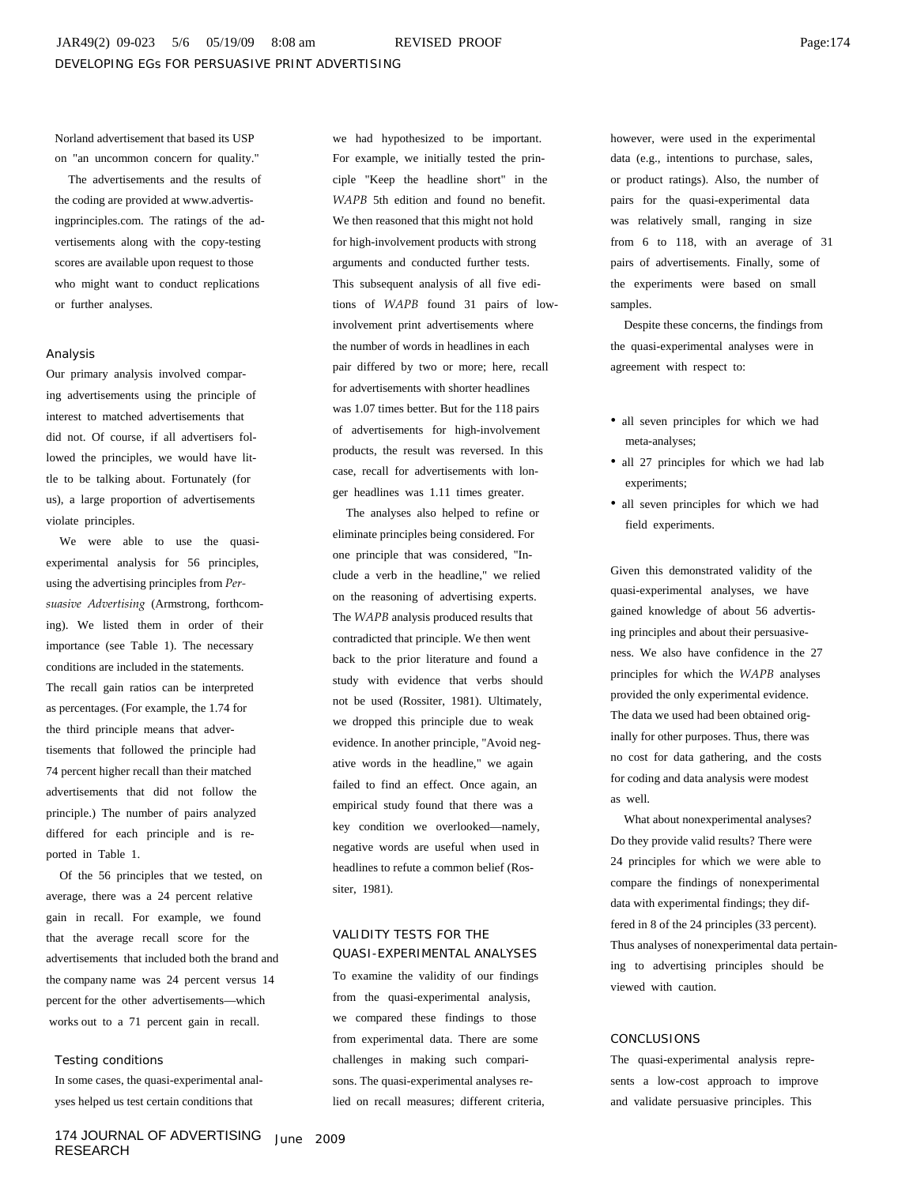Norland advertisement that based its USP on "an uncommon concern for quality."

The advertisements and the results of the coding are provided at www.advertisingprinciples.com. The ratings of the advertisements along with the copy-testing scores are available upon request to those who might want to conduct replications or further analyses.

### Analysis

Our primary analysis involved comparing advertisements using the principle of interest to matched advertisements that did not. Of course, if all advertisers followed the principles, we would have little to be talking about. Fortunately (for us), a large proportion of advertisements violate principles.

We were able to use the quasi-experimental analysis for 56 principles, using the advertising principles from *Persuasive Advertising* (Armstrong, forthcoming). We listed them in order of their importance (see Table 1). The necessary conditions are included in the statements. The recall gain ratios can be interpreted as percentages. (For example, the 1.74 for the third principle means that advertisements that followed the principle had 74 percent higher recall than their matched advertisements that did not follow the principle.) The number of pairs analyzed differed for each principle and is reported in Table 1.

Of the 56 principles that we tested, on average, there was a 24 percent relative gain in recall. For example, we found that the average recall score for the advertisements that included both the brand and the company name was 24 percent versus 14 percent for the other advertisements—which works out to a 71 percent gain in recall.

### Testing conditions

In some cases, the quasi-experimental analyses helped us test certain conditions that we had hypothesized to be important. For example, we initially tested the principle "Keep the headline short" in the *WAPB* 5th edition and found no benefit. We then reasoned that this might not hold for high-involvement products with strong arguments and conducted further tests. This subsequent analysis of all five editions of *WAPB* found 31 pairs of low-involvement print advertisements where the number of words in headlines in each pair differed by two or more; here, recall for advertisements with shorter headlines was 1.07 times better. But for the 118 pairs of advertisements for high-involvement products, the result was reversed. In this case, recall for advertisements with longer headlines was 1.11 times greater.

The analyses also helped to refine or eliminate principles being considered. For one principle that was considered, "Include a verb in the headline," we relied on the reasoning of advertising experts. The *WAPB* analysis produced results that contradicted that principle. We then went back to the prior literature and found a study with evidence that verbs should not be used (Rossiter, 1981). Ultimately, we dropped this principle due to weak evidence. In another principle, "Avoid negative words in the headline," we again failed to find an effect. Once again, an empirical study found that there was a key condition we overlooked—namely, negative words are useful when used in headlines to refute a common belief (Rossiter, 1981).

## VALIDITY TESTS FOR THE QUASI-EXPERIMENTAL ANALYSES

To examine the validity of our findings from the quasi-experimental analysis, we compared these findings to those from experimental data. There are some challenges in making such comparisons. The quasi-experimental analyses relied on recall measures; different criteria, however, were used in the experimental data (e.g., intentions to purchase, sales, or product ratings). Also, the number of pairs for the quasi-experimental data was relatively small, ranging in size from 6 to 118, with an average of 31 pairs of advertisements. Finally, some of the experiments were based on small samples.

Despite these concerns, the findings from the quasi-experimental analyses were in agreement with respect to:

- all seven principles for which we had meta-analyses;
- all 27 principles for which we had lab experiments;
- all seven principles for which we had field experiments.

Given this demonstrated validity of the quasi-experimental analyses, we have gained knowledge of about 56 advertising principles and about their persuasiveness. We also have confidence in the 27 principles for which the *WAPB* analyses provided the only experimental evidence. The data we used had been obtained originally for other purposes. Thus, there was no cost for data gathering, and the costs for coding and data analysis were modest as well.

What about nonexperimental analyses? Do they provide valid results? There were 24 principles for which we were able to compare the findings of nonexperimental data with experimental findings; they differed in 8 of the 24 principles (33 percent). Thus analyses of nonexperimental data pertaining to advertising principles should be viewed with caution.

## CONCLUSIONS

The quasi-experimental analysis represents a low-cost approach to improve and validate persuasive principles. This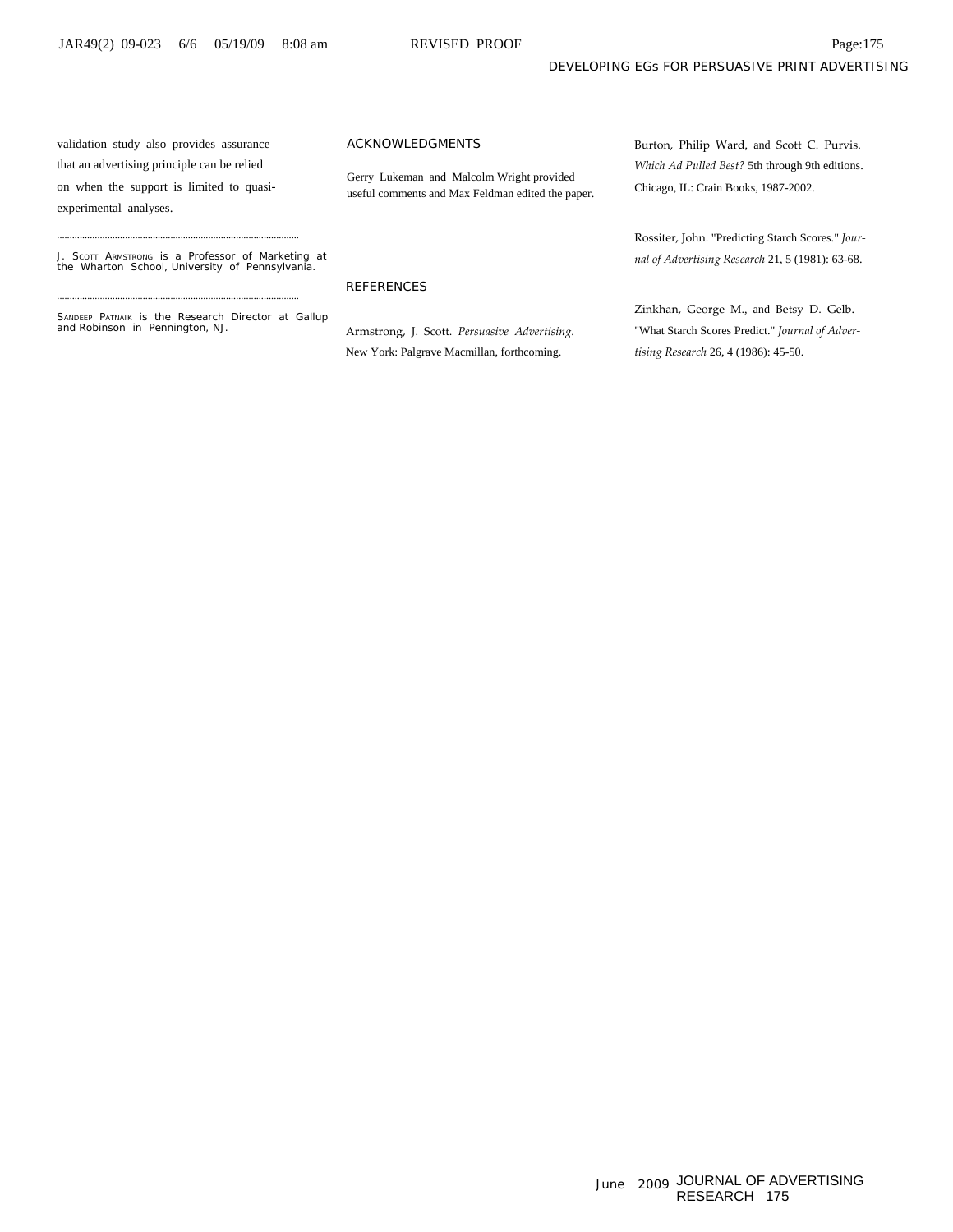validation study also provides assurance that an advertising principle can be relied on when the support is limited to quasi-experimental analyses.

---

J. Scott Armstrong is a Professor of Marketing at the Wharton School, University of Pennsylvania.

---

Sandeep Patnaik is the Research Director at Gallup and Robinson in Pennington, NJ.

## ACKNOWLEDGMENTS

Gerry Lukeman and Malcolm Wright provided useful comments and Max Feldman edited the paper.

## REFERENCES

Armstrong, J. Scott. *Persuasive Advertising*. New York: Palgrave Macmillan, forthcoming.

Burton, Philip Ward, and Scott C. Purvis. *Which Ad Pulled Best?* 5th through 9th editions. Chicago, IL: Crain Books, 1987-2002.

Rossiter, John. "Predicting Starch Scores." *Journal of Advertising Research* 21, 5 (1981): 63-68.

Zinkhan, George M., and Betsy D. Gelb. "What Starch Scores Predict." *Journal of Advertising Research* 26, 4 (1986): 45-50.